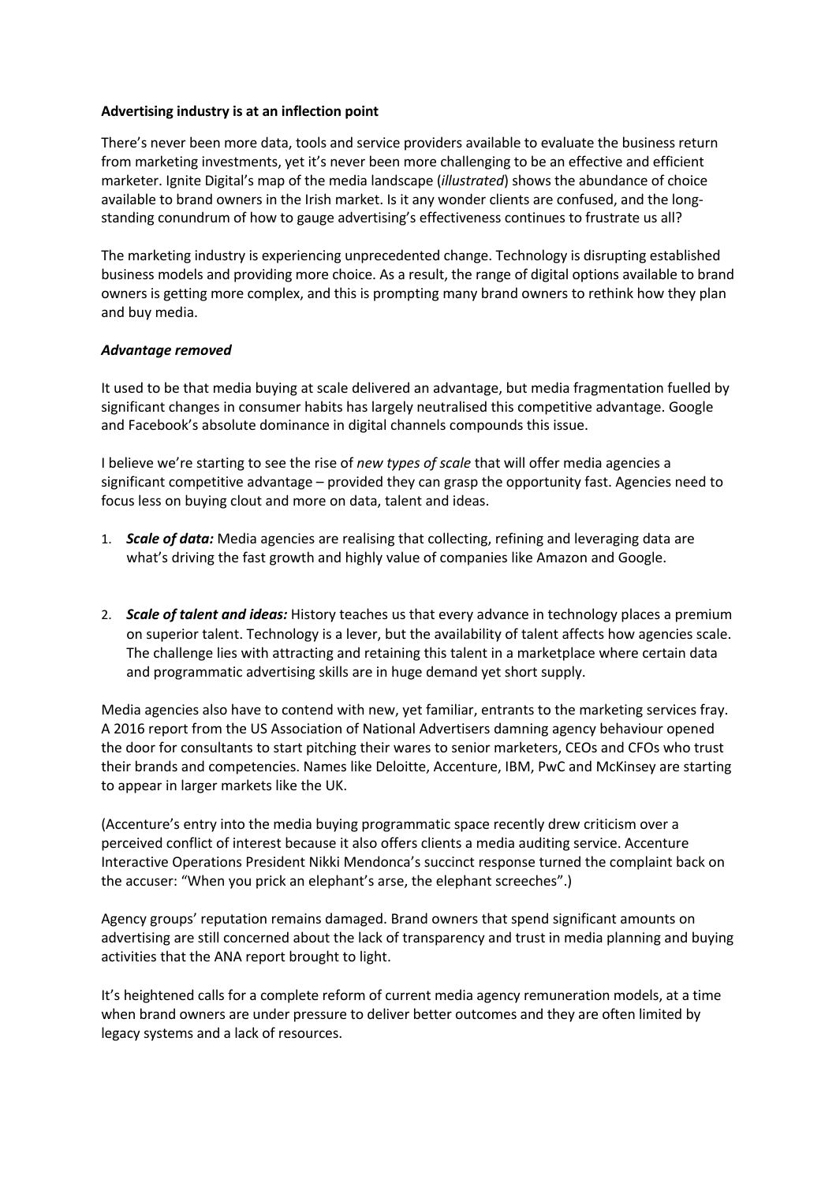**Advertising industry is at an inflection point**

There's never been more data, tools and service providers available to evaluate the business return from marketing investments, yet it's never been more challenging to be an effective and efficient marketer. Ignite Digital's map of the media landscape (*illustrated*) shows the abundance of choice available to brand owners in the Irish market. Is it any wonder clients are confused, and the long-standing conundrum of how to gauge advertising's effectiveness continues to frustrate us all?

The marketing industry is experiencing unprecedented change. Technology is disrupting established business models and providing more choice. As a result, the range of digital options available to brand owners is getting more complex, and this is prompting many brand owners to rethink how they plan and buy media.

***Advantage removed***

It used to be that media buying at scale delivered an advantage, but media fragmentation fuelled by significant changes in consumer habits has largely neutralised this competitive advantage. Google and Facebook's absolute dominance in digital channels compounds this issue.

I believe we're starting to see the rise of *new types of scale* that will offer media agencies a significant competitive advantage – provided they can grasp the opportunity fast. Agencies need to focus less on buying clout and more on data, talent and ideas.

1. ***Scale of data:*** Media agencies are realising that collecting, refining and leveraging data are what's driving the fast growth and highly value of companies like Amazon and Google.

2. ***Scale of talent and ideas:*** History teaches us that every advance in technology places a premium on superior talent. Technology is a lever, but the availability of talent affects how agencies scale. The challenge lies with attracting and retaining this talent in a marketplace where certain data and programmatic advertising skills are in huge demand yet short supply.

Media agencies also have to contend with new, yet familiar, entrants to the marketing services fray. A 2016 report from the US Association of National Advertisers damning agency behaviour opened the door for consultants to start pitching their wares to senior marketers, CEOs and CFOs who trust their brands and competencies. Names like Deloitte, Accenture, IBM, PwC and McKinsey are starting to appear in larger markets like the UK.

(Accenture's entry into the media buying programmatic space recently drew criticism over a perceived conflict of interest because it also offers clients a media auditing service. Accenture Interactive Operations President Nikki Mendonca's succinct response turned the complaint back on the accuser: "When you prick an elephant's arse, the elephant screeches".)

Agency groups' reputation remains damaged. Brand owners that spend significant amounts on advertising are still concerned about the lack of transparency and trust in media planning and buying activities that the ANA report brought to light.

It's heightened calls for a complete reform of current media agency remuneration models, at a time when brand owners are under pressure to deliver better outcomes and they are often limited by legacy systems and a lack of resources.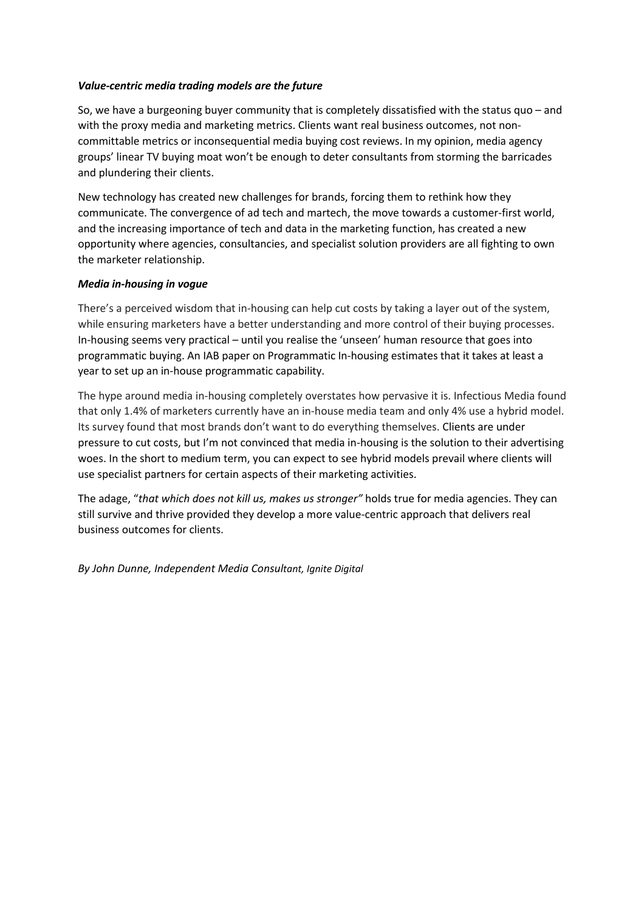***Value-centric media trading models are the future***

So, we have a burgeoning buyer community that is completely dissatisfied with the status quo – and with the proxy media and marketing metrics. Clients want real business outcomes, not non-committable metrics or inconsequential media buying cost reviews. In my opinion, media agency groups' linear TV buying moat won't be enough to deter consultants from storming the barricades and plundering their clients.

New technology has created new challenges for brands, forcing them to rethink how they communicate. The convergence of ad tech and martech, the move towards a customer-first world, and the increasing importance of tech and data in the marketing function, has created a new opportunity where agencies, consultancies, and specialist solution providers are all fighting to own the marketer relationship.

***Media in-housing in vogue***

There's a perceived wisdom that in-housing can help cut costs by taking a layer out of the system, while ensuring marketers have a better understanding and more control of their buying processes. In-housing seems very practical – until you realise the 'unseen' human resource that goes into programmatic buying. An IAB paper on Programmatic In-housing estimates that it takes at least a year to set up an in-house programmatic capability.

The hype around media in-housing completely overstates how pervasive it is. Infectious Media found that only 1.4% of marketers currently have an in-house media team and only 4% use a hybrid model. Its survey found that most brands don't want to do everything themselves. Clients are under pressure to cut costs, but I'm not convinced that media in-housing is the solution to their advertising woes. In the short to medium term, you can expect to see hybrid models prevail where clients will use specialist partners for certain aspects of their marketing activities.

The adage, "*that which does not kill us, makes us stronger"* holds true for media agencies. They can still survive and thrive provided they develop a more value-centric approach that delivers real business outcomes for clients.

*By John Dunne, Independent Media Consultant, Ignite Digital*